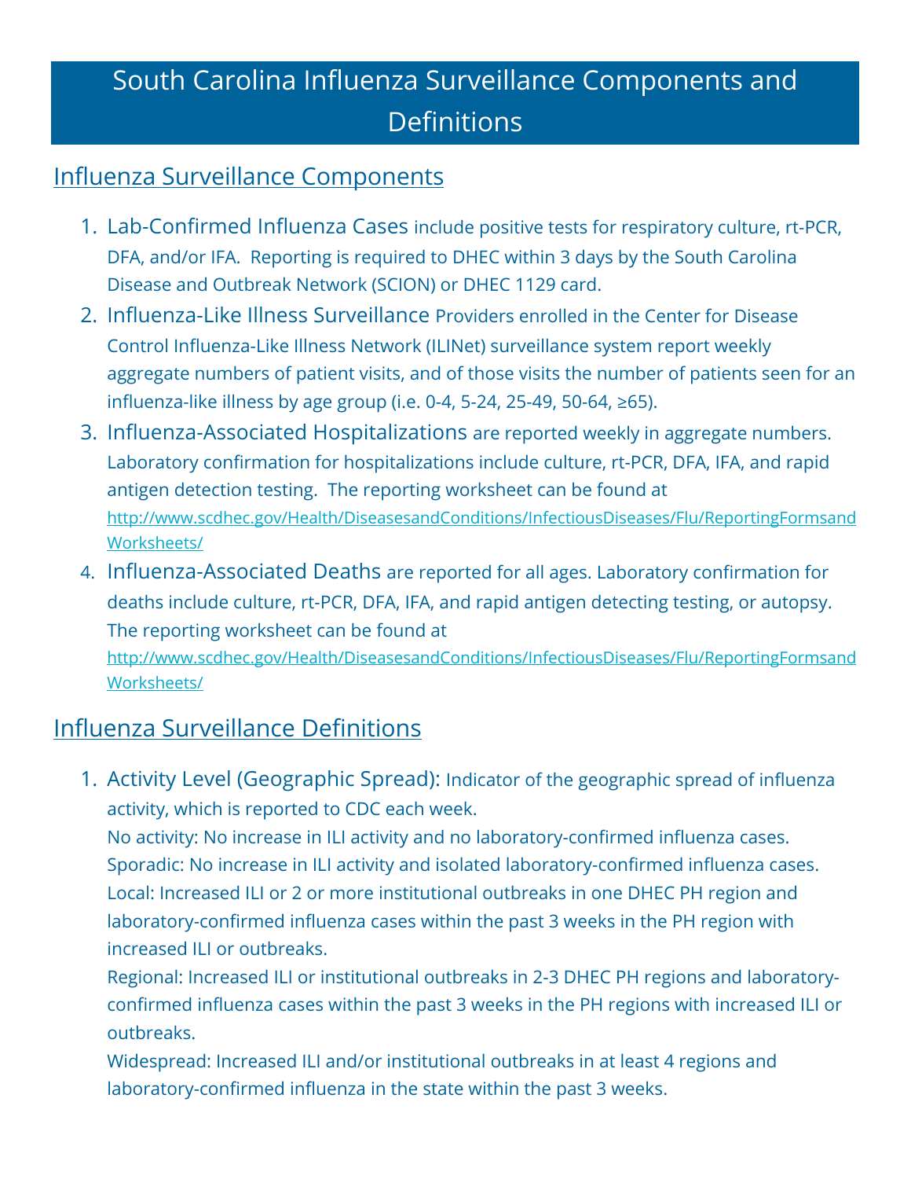# South Carolina Influenza Surveillance Components and Definitions

## Influenza Surveillance Components

1. **Lab-Confirmed Influenza Cases** include positive tests for respiratory culture, rt-PCR, DFA, and/or IFA. Reporting is required to DHEC within 3 days by the South Carolina Disease and Outbreak Network (SCION) or DHEC 1129 card.
2. **Influenza-Like Illness Surveillance** Providers enrolled in the Center for Disease Control Influenza-Like Illness Network (ILINet) surveillance system report weekly aggregate numbers of patient visits, and of those visits the number of patients seen for an influenza-like illness by age group (i.e. 0-4, 5-24, 25-49, 50-64, ≥65).
3. **Influenza-Associated Hospitalizations** are reported weekly in aggregate numbers. Laboratory confirmation for hospitalizations include culture, rt-PCR, DFA, IFA, and rapid antigen detection testing. The reporting worksheet can be found at http://www.scdhec.gov/Health/DiseasesandConditions/InfectiousDiseases/Flu/ReportingFormsandWorksheets/
4. **Influenza-Associated Deaths** are reported for all ages. Laboratory confirmation for deaths include culture, rt-PCR, DFA, IFA, and rapid antigen detecting testing, or autopsy. The reporting worksheet can be found at http://www.scdhec.gov/Health/DiseasesandConditions/InfectiousDiseases/Flu/ReportingFormsandWorksheets/

## Influenza Surveillance Definitions

1. **Activity Level (Geographic Spread):** Indicator of the geographic spread of influenza activity, which is reported to CDC each week.
   No activity: No increase in ILI activity and no laboratory-confirmed influenza cases.
   Sporadic: No increase in ILI activity and isolated laboratory-confirmed influenza cases.
   Local: Increased ILI or 2 or more institutional outbreaks in one DHEC PH region and laboratory-confirmed influenza cases within the past 3 weeks in the PH region with increased ILI or outbreaks.
   Regional: Increased ILI or institutional outbreaks in 2-3 DHEC PH regions and laboratory-confirmed influenza cases within the past 3 weeks in the PH regions with increased ILI or outbreaks.
   Widespread: Increased ILI and/or institutional outbreaks in at least 4 regions and laboratory-confirmed influenza in the state within the past 3 weeks.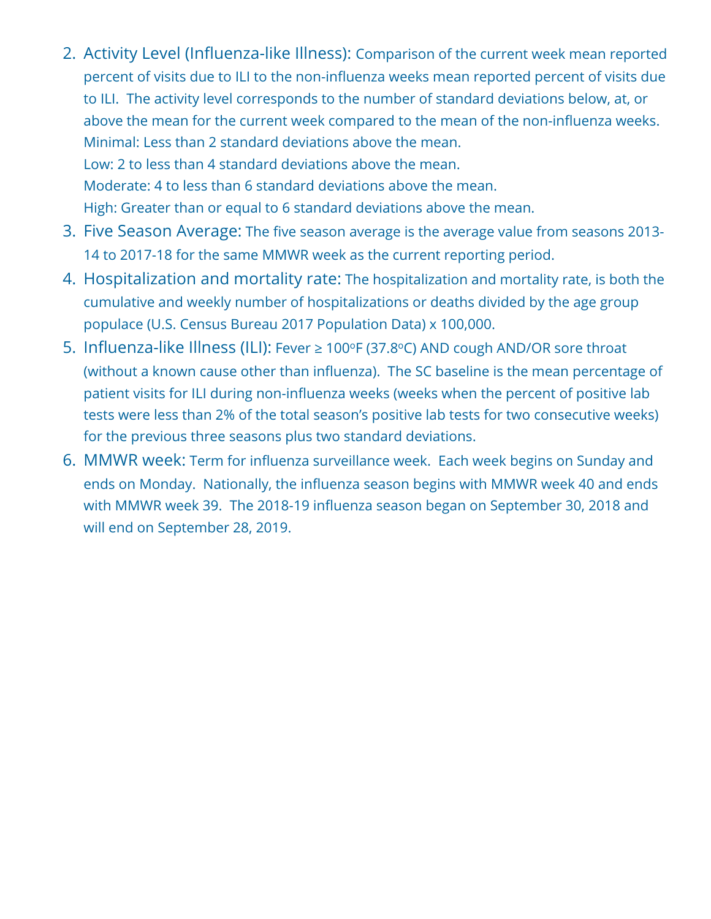2. Activity Level (Influenza-like Illness): Comparison of the current week mean reported percent of visits due to ILI to the non-influenza weeks mean reported percent of visits due to ILI. The activity level corresponds to the number of standard deviations below, at, or above the mean for the current week compared to the mean of the non-influenza weeks.
   Minimal: Less than 2 standard deviations above the mean.
   Low: 2 to less than 4 standard deviations above the mean.
   Moderate: 4 to less than 6 standard deviations above the mean.
   High: Greater than or equal to 6 standard deviations above the mean.
3. Five Season Average: The five season average is the average value from seasons 2013-14 to 2017-18 for the same MMWR week as the current reporting period.
4. Hospitalization and mortality rate: The hospitalization and mortality rate, is both the cumulative and weekly number of hospitalizations or deaths divided by the age group populace (U.S. Census Bureau 2017 Population Data) x 100,000.
5. Influenza-like Illness (ILI): Fever ≥ 100ºF (37.8ºC) AND cough AND/OR sore throat (without a known cause other than influenza). The SC baseline is the mean percentage of patient visits for ILI during non-influenza weeks (weeks when the percent of positive lab tests were less than 2% of the total season's positive lab tests for two consecutive weeks) for the previous three seasons plus two standard deviations.
6. MMWR week: Term for influenza surveillance week. Each week begins on Sunday and ends on Monday. Nationally, the influenza season begins with MMWR week 40 and ends with MMWR week 39. The 2018-19 influenza season began on September 30, 2018 and will end on September 28, 2019.